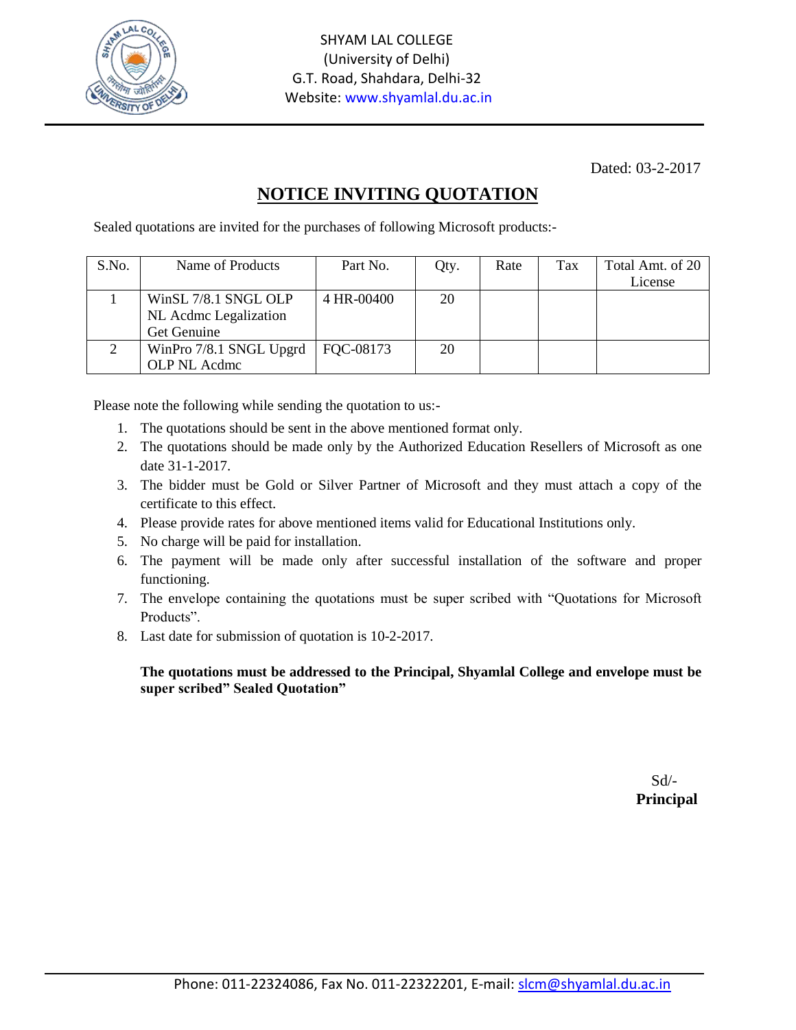SHYAM LAL COLLEGE
(University of Delhi)
G.T. Road, Shahdara, Delhi-32
Website: www.shyamlal.du.ac.in

Dated: 03-2-2017

# NOTICE INVITING QUOTATION

Sealed quotations are invited for the purchases of following Microsoft products:-

| S.No. | Name of Products | Part No. | Qty. | Rate | Tax | Total Amt. of 20 License |
|---|---|---|---|---|---|---|
| 1 | WinSL 7/8.1 SNGL OLP NL Acdmc Legalization Get Genuine | 4 HR-00400 | 20 | | | |
| 2 | WinPro 7/8.1 SNGL Upgrd OLP NL Acdmc | FQC-08173 | 20 | | | |

Please note the following while sending the quotation to us:-

1. The quotations should be sent in the above mentioned format only.
2. The quotations should be made only by the Authorized Education Resellers of Microsoft as one date 31-1-2017.
3. The bidder must be Gold or Silver Partner of Microsoft and they must attach a copy of the certificate to this effect.
4. Please provide rates for above mentioned items valid for Educational Institutions only.
5. No charge will be paid for installation.
6. The payment will be made only after successful installation of the software and proper functioning.
7. The envelope containing the quotations must be super scribed with "Quotations for Microsoft Products".
8. Last date for submission of quotation is 10-2-2017.

**The quotations must be addressed to the Principal, Shyamlal College and envelope must be super scribed" Sealed Quotation"**

Sd/-
**Principal**

Phone: 011-22324086, Fax No. 011-22322201, E-mail: slcm@shyamlal.du.ac.in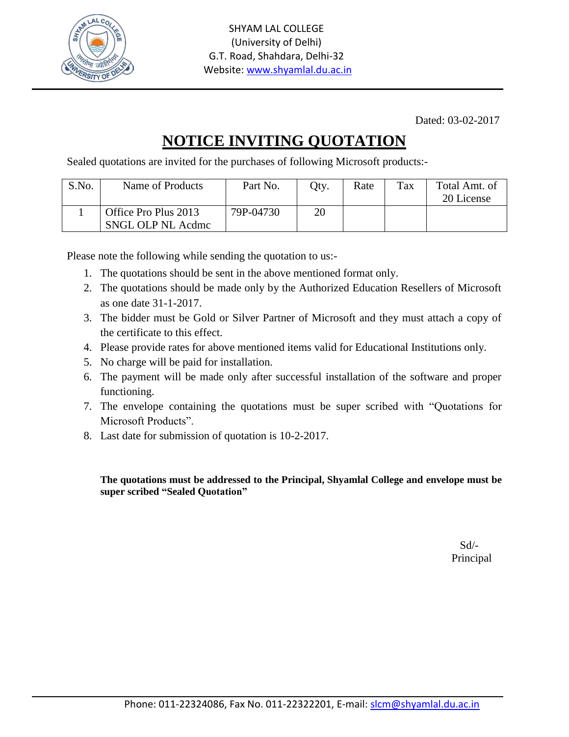SHYAM LAL COLLEGE
(University of Delhi)
G.T. Road, Shahdara, Delhi-32
Website: www.shyamlal.du.ac.in

Dated: 03-02-2017

# NOTICE INVITING QUOTATION

Sealed quotations are invited for the purchases of following Microsoft products:-

| S.No. | Name of Products | Part No. | Qty. | Rate | Tax | Total Amt. of 20 License |
|---|---|---|---|---|---|---|
| 1 | Office Pro Plus 2013 SNGL OLP NL Acdmc | 79P-04730 | 20 | | | |

Please note the following while sending the quotation to us:-

1. The quotations should be sent in the above mentioned format only.
2. The quotations should be made only by the Authorized Education Resellers of Microsoft as one date 31-1-2017.
3. The bidder must be Gold or Silver Partner of Microsoft and they must attach a copy of the certificate to this effect.
4. Please provide rates for above mentioned items valid for Educational Institutions only.
5. No charge will be paid for installation.
6. The payment will be made only after successful installation of the software and proper functioning.
7. The envelope containing the quotations must be super scribed with "Quotations for Microsoft Products".
8. Last date for submission of quotation is 10-2-2017.

**The quotations must be addressed to the Principal, Shyamlal College and envelope must be super scribed "Sealed Quotation"**

Sd/-
Principal

Phone: 011-22324086, Fax No. 011-22322201, E-mail: slcm@shyamlal.du.ac.in